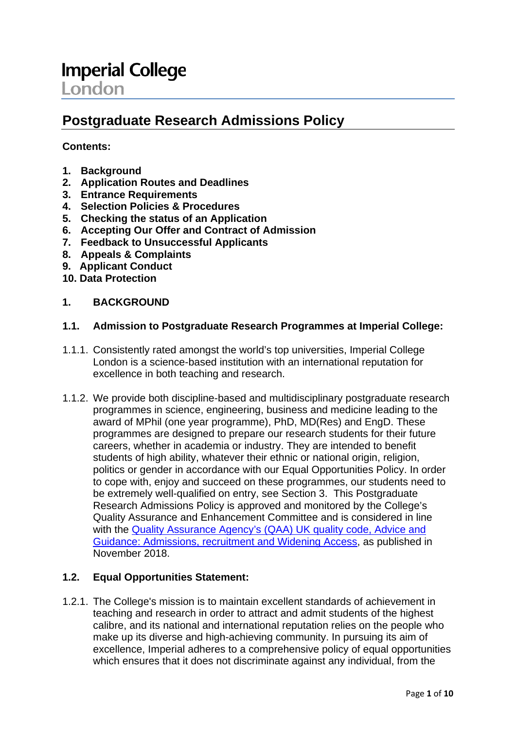Imperial College London

# Postgraduate Research Admissions Policy

**Contents:**

1. **Background**
2. **Application Routes and Deadlines**
3. **Entrance Requirements**
4. **Selection Policies & Procedures**
5. **Checking the status of an Application**
6. **Accepting Our Offer and Contract of Admission**
7. **Feedback to Unsuccessful Applicants**
8. **Appeals & Complaints**
9. **Applicant Conduct**
10. **Data Protection**

## 1. BACKGROUND

### 1.1. Admission to Postgraduate Research Programmes at Imperial College:

1.1.1. Consistently rated amongst the world's top universities, Imperial College London is a science-based institution with an international reputation for excellence in both teaching and research.

1.1.2. We provide both discipline-based and multidisciplinary postgraduate research programmes in science, engineering, business and medicine leading to the award of MPhil (one year programme), PhD, MD(Res) and EngD. These programmes are designed to prepare our research students for their future careers, whether in academia or industry. They are intended to benefit students of high ability, whatever their ethnic or national origin, religion, politics or gender in accordance with our Equal Opportunities Policy. In order to cope with, enjoy and succeed on these programmes, our students need to be extremely well-qualified on entry, see Section 3. This Postgraduate Research Admissions Policy is approved and monitored by the College's Quality Assurance and Enhancement Committee and is considered in line with the Quality Assurance Agency's (QAA) UK quality code, Advice and Guidance: Admissions, recruitment and Widening Access, as published in November 2018.

### 1.2. Equal Opportunities Statement:

1.2.1. The College's mission is to maintain excellent standards of achievement in teaching and research in order to attract and admit students of the highest calibre, and its national and international reputation relies on the people who make up its diverse and high-achieving community. In pursuing its aim of excellence, Imperial adheres to a comprehensive policy of equal opportunities which ensures that it does not discriminate against any individual, from the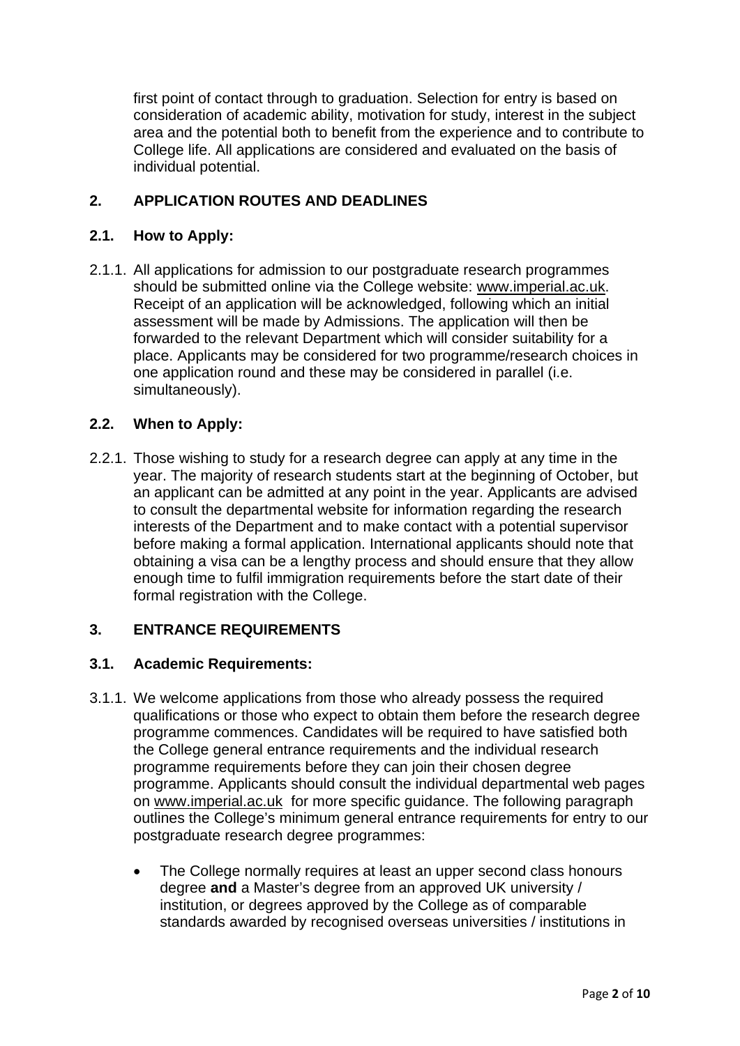first point of contact through to graduation. Selection for entry is based on consideration of academic ability, motivation for study, interest in the subject area and the potential both to benefit from the experience and to contribute to College life. All applications are considered and evaluated on the basis of individual potential.

## 2. APPLICATION ROUTES AND DEADLINES

### 2.1. How to Apply:

2.1.1. All applications for admission to our postgraduate research programmes should be submitted online via the College website: www.imperial.ac.uk. Receipt of an application will be acknowledged, following which an initial assessment will be made by Admissions. The application will then be forwarded to the relevant Department which will consider suitability for a place. Applicants may be considered for two programme/research choices in one application round and these may be considered in parallel (i.e. simultaneously).

### 2.2. When to Apply:

2.2.1. Those wishing to study for a research degree can apply at any time in the year. The majority of research students start at the beginning of October, but an applicant can be admitted at any point in the year. Applicants are advised to consult the departmental website for information regarding the research interests of the Department and to make contact with a potential supervisor before making a formal application. International applicants should note that obtaining a visa can be a lengthy process and should ensure that they allow enough time to fulfil immigration requirements before the start date of their formal registration with the College.

## 3. ENTRANCE REQUIREMENTS

### 3.1. Academic Requirements:

3.1.1. We welcome applications from those who already possess the required qualifications or those who expect to obtain them before the research degree programme commences. Candidates will be required to have satisfied both the College general entrance requirements and the individual research programme requirements before they can join their chosen degree programme. Applicants should consult the individual departmental web pages on www.imperial.ac.uk for more specific guidance. The following paragraph outlines the College's minimum general entrance requirements for entry to our postgraduate research degree programmes:

- The College normally requires at least an upper second class honours degree **and** a Master's degree from an approved UK university / institution, or degrees approved by the College as of comparable standards awarded by recognised overseas universities / institutions in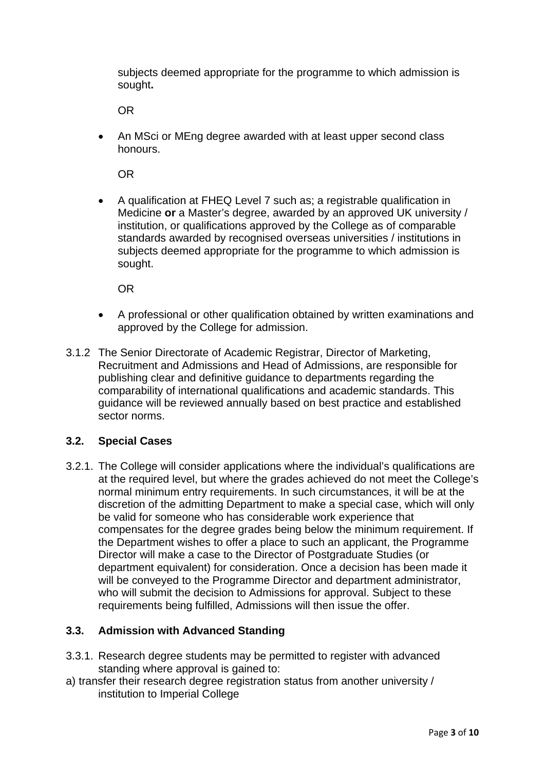subjects deemed appropriate for the programme to which admission is sought**.**

OR

- An MSci or MEng degree awarded with at least upper second class honours.

OR

- A qualification at FHEQ Level 7 such as; a registrable qualification in Medicine **or** a Master's degree, awarded by an approved UK university / institution, or qualifications approved by the College as of comparable standards awarded by recognised overseas universities / institutions in subjects deemed appropriate for the programme to which admission is sought.

OR

- A professional or other qualification obtained by written examinations and approved by the College for admission.

3.1.2 The Senior Directorate of Academic Registrar, Director of Marketing, Recruitment and Admissions and Head of Admissions, are responsible for publishing clear and definitive guidance to departments regarding the comparability of international qualifications and academic standards. This guidance will be reviewed annually based on best practice and established sector norms.

### 3.2. Special Cases

3.2.1. The College will consider applications where the individual's qualifications are at the required level, but where the grades achieved do not meet the College's normal minimum entry requirements. In such circumstances, it will be at the discretion of the admitting Department to make a special case, which will only be valid for someone who has considerable work experience that compensates for the degree grades being below the minimum requirement. If the Department wishes to offer a place to such an applicant, the Programme Director will make a case to the Director of Postgraduate Studies (or department equivalent) for consideration. Once a decision has been made it will be conveyed to the Programme Director and department administrator, who will submit the decision to Admissions for approval. Subject to these requirements being fulfilled, Admissions will then issue the offer.

### 3.3. Admission with Advanced Standing

3.3.1. Research degree students may be permitted to register with advanced standing where approval is gained to:

a) transfer their research degree registration status from another university / institution to Imperial College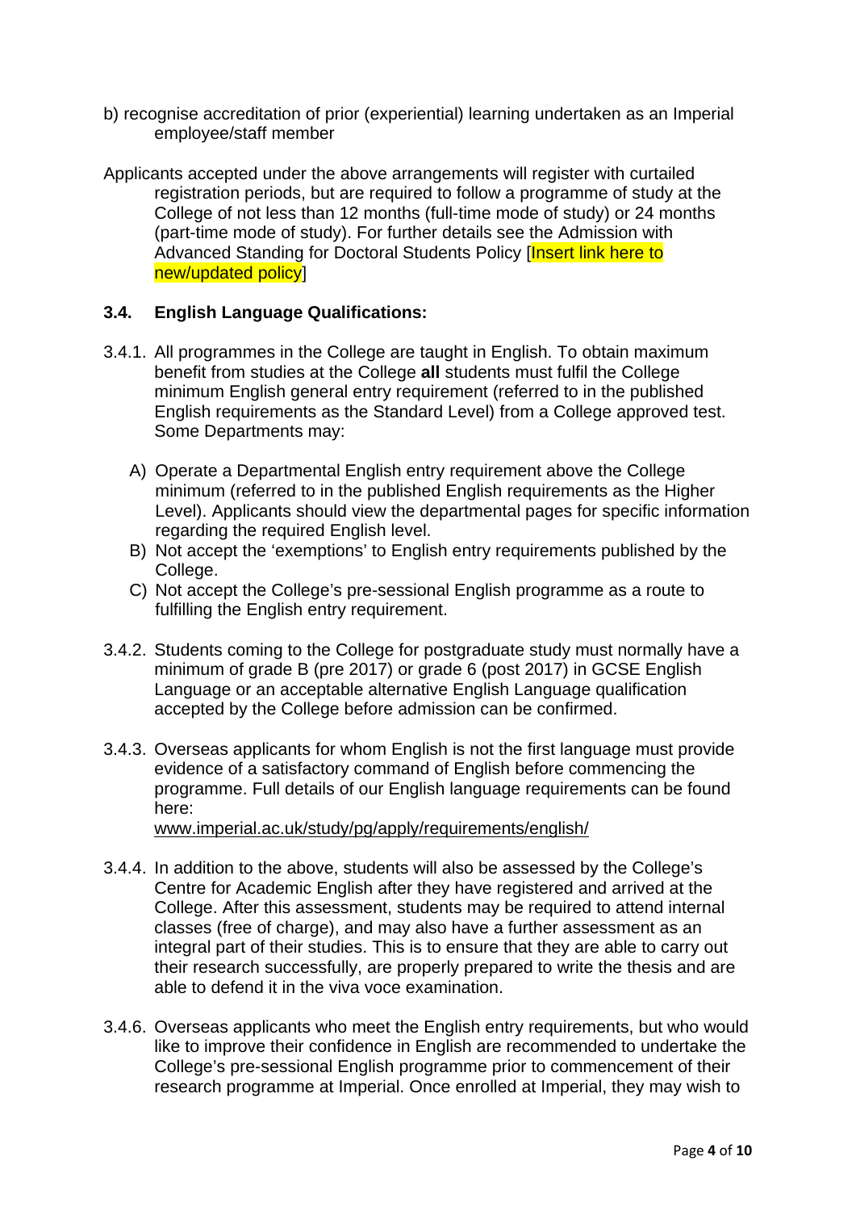b) recognise accreditation of prior (experiential) learning undertaken as an Imperial employee/staff member

Applicants accepted under the above arrangements will register with curtailed registration periods, but are required to follow a programme of study at the College of not less than 12 months (full-time mode of study) or 24 months (part-time mode of study). For further details see the Admission with Advanced Standing for Doctoral Students Policy [Insert link here to new/updated policy]

### 3.4. English Language Qualifications:

3.4.1. All programmes in the College are taught in English. To obtain maximum benefit from studies at the College **all** students must fulfil the College minimum English general entry requirement (referred to in the published English requirements as the Standard Level) from a College approved test. Some Departments may:

A) Operate a Departmental English entry requirement above the College minimum (referred to in the published English requirements as the Higher Level). Applicants should view the departmental pages for specific information regarding the required English level.
B) Not accept the 'exemptions' to English entry requirements published by the College.
C) Not accept the College's pre-sessional English programme as a route to fulfilling the English entry requirement.

3.4.2. Students coming to the College for postgraduate study must normally have a minimum of grade B (pre 2017) or grade 6 (post 2017) in GCSE English Language or an acceptable alternative English Language qualification accepted by the College before admission can be confirmed.

3.4.3. Overseas applicants for whom English is not the first language must provide evidence of a satisfactory command of English before commencing the programme. Full details of our English language requirements can be found here:
www.imperial.ac.uk/study/pg/apply/requirements/english/

3.4.4. In addition to the above, students will also be assessed by the College's Centre for Academic English after they have registered and arrived at the College. After this assessment, students may be required to attend internal classes (free of charge), and may also have a further assessment as an integral part of their studies. This is to ensure that they are able to carry out their research successfully, are properly prepared to write the thesis and are able to defend it in the viva voce examination.

3.4.6. Overseas applicants who meet the English entry requirements, but who would like to improve their confidence in English are recommended to undertake the College's pre-sessional English programme prior to commencement of their research programme at Imperial. Once enrolled at Imperial, they may wish to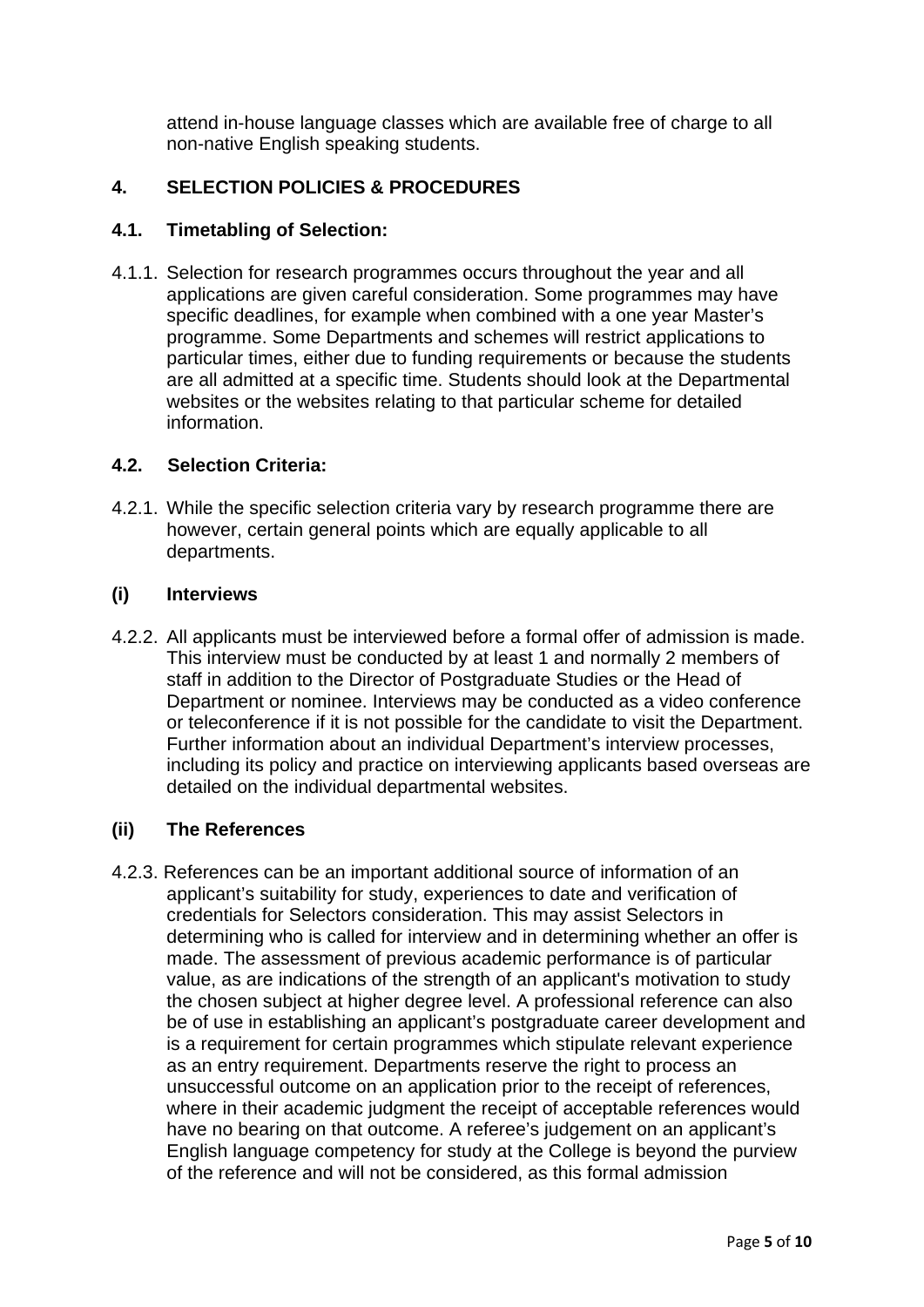attend in-house language classes which are available free of charge to all non-native English speaking students.

## 4. SELECTION POLICIES & PROCEDURES

### 4.1. Timetabling of Selection:

4.1.1. Selection for research programmes occurs throughout the year and all applications are given careful consideration. Some programmes may have specific deadlines, for example when combined with a one year Master's programme. Some Departments and schemes will restrict applications to particular times, either due to funding requirements or because the students are all admitted at a specific time. Students should look at the Departmental websites or the websites relating to that particular scheme for detailed information.

### 4.2. Selection Criteria:

4.2.1. While the specific selection criteria vary by research programme there are however, certain general points which are equally applicable to all departments.

#### (i) Interviews

4.2.2. All applicants must be interviewed before a formal offer of admission is made. This interview must be conducted by at least 1 and normally 2 members of staff in addition to the Director of Postgraduate Studies or the Head of Department or nominee. Interviews may be conducted as a video conference or teleconference if it is not possible for the candidate to visit the Department. Further information about an individual Department's interview processes, including its policy and practice on interviewing applicants based overseas are detailed on the individual departmental websites.

#### (ii) The References

4.2.3. References can be an important additional source of information of an applicant's suitability for study, experiences to date and verification of credentials for Selectors consideration. This may assist Selectors in determining who is called for interview and in determining whether an offer is made. The assessment of previous academic performance is of particular value, as are indications of the strength of an applicant's motivation to study the chosen subject at higher degree level. A professional reference can also be of use in establishing an applicant's postgraduate career development and is a requirement for certain programmes which stipulate relevant experience as an entry requirement. Departments reserve the right to process an unsuccessful outcome on an application prior to the receipt of references, where in their academic judgment the receipt of acceptable references would have no bearing on that outcome. A referee's judgement on an applicant's English language competency for study at the College is beyond the purview of the reference and will not be considered, as this formal admission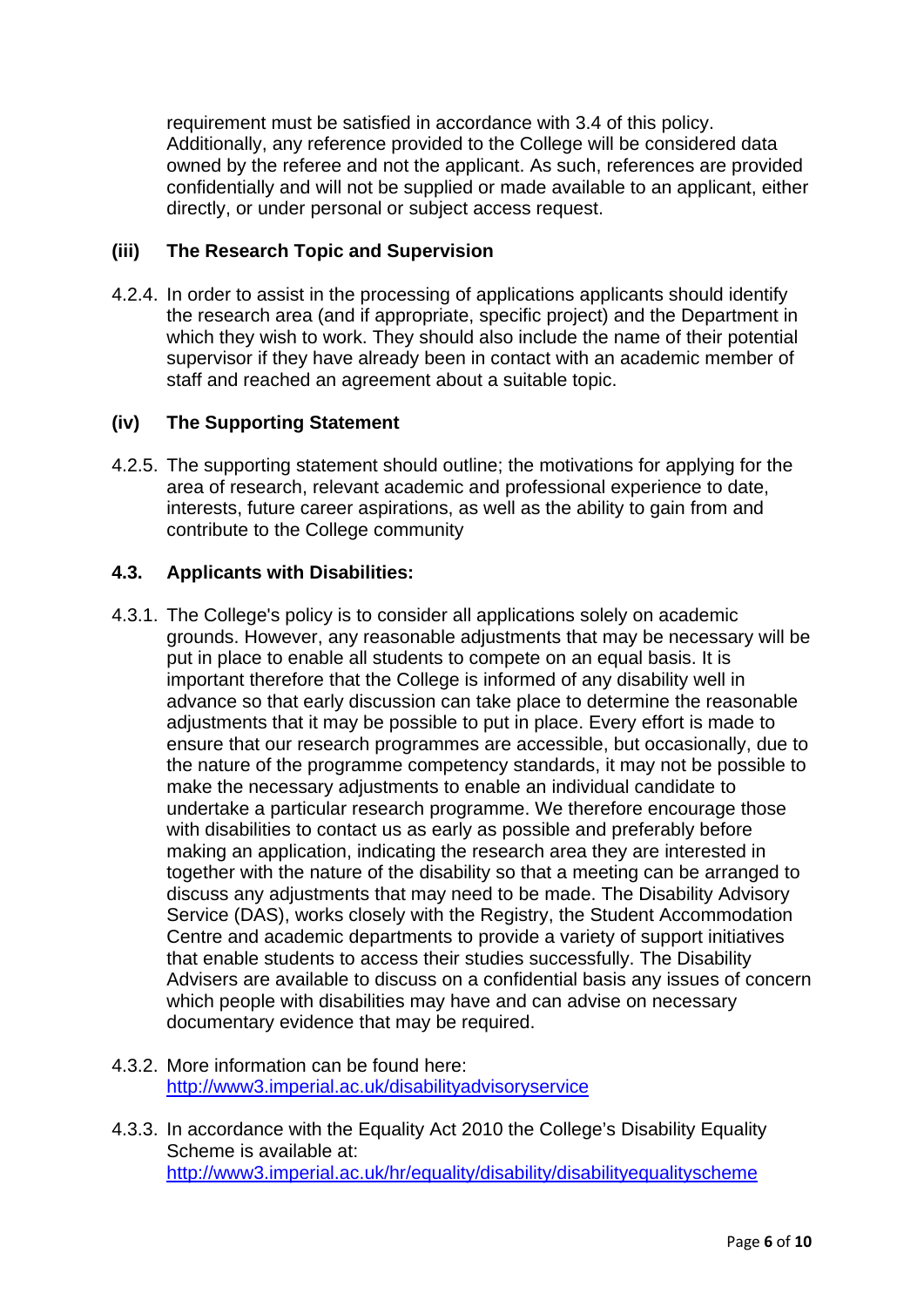requirement must be satisfied in accordance with 3.4 of this policy. Additionally, any reference provided to the College will be considered data owned by the referee and not the applicant. As such, references are provided confidentially and will not be supplied or made available to an applicant, either directly, or under personal or subject access request.

**(iii) The Research Topic and Supervision**

4.2.4. In order to assist in the processing of applications applicants should identify the research area (and if appropriate, specific project) and the Department in which they wish to work. They should also include the name of their potential supervisor if they have already been in contact with an academic member of staff and reached an agreement about a suitable topic.

**(iv) The Supporting Statement**

4.2.5. The supporting statement should outline; the motivations for applying for the area of research, relevant academic and professional experience to date, interests, future career aspirations, as well as the ability to gain from and contribute to the College community

**4.3. Applicants with Disabilities:**

4.3.1. The College's policy is to consider all applications solely on academic grounds. However, any reasonable adjustments that may be necessary will be put in place to enable all students to compete on an equal basis. It is important therefore that the College is informed of any disability well in advance so that early discussion can take place to determine the reasonable adjustments that it may be possible to put in place. Every effort is made to ensure that our research programmes are accessible, but occasionally, due to the nature of the programme competency standards, it may not be possible to make the necessary adjustments to enable an individual candidate to undertake a particular research programme. We therefore encourage those with disabilities to contact us as early as possible and preferably before making an application, indicating the research area they are interested in together with the nature of the disability so that a meeting can be arranged to discuss any adjustments that may need to be made. The Disability Advisory Service (DAS), works closely with the Registry, the Student Accommodation Centre and academic departments to provide a variety of support initiatives that enable students to access their studies successfully. The Disability Advisers are available to discuss on a confidential basis any issues of concern which people with disabilities may have and can advise on necessary documentary evidence that may be required.

4.3.2. More information can be found here: http://www3.imperial.ac.uk/disabilityadvisoryservice

4.3.3. In accordance with the Equality Act 2010 the College's Disability Equality Scheme is available at: http://www3.imperial.ac.uk/hr/equality/disability/disabilityequalityscheme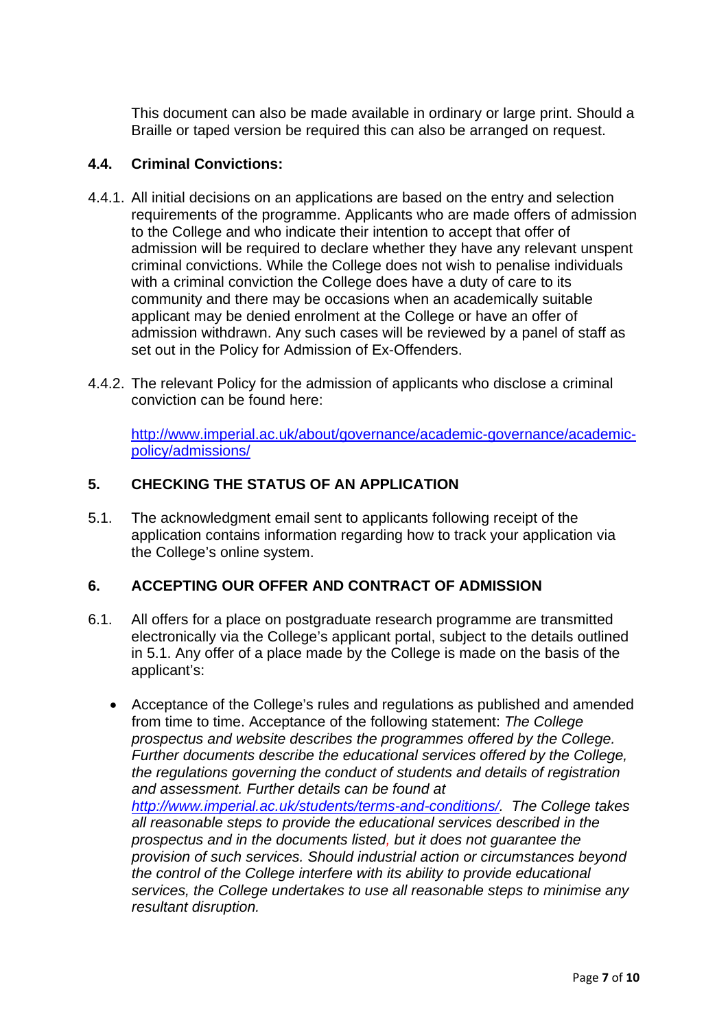This document can also be made available in ordinary or large print. Should a Braille or taped version be required this can also be arranged on request.

### 4.4. Criminal Convictions:

4.4.1. All initial decisions on an applications are based on the entry and selection requirements of the programme. Applicants who are made offers of admission to the College and who indicate their intention to accept that offer of admission will be required to declare whether they have any relevant unspent criminal convictions. While the College does not wish to penalise individuals with a criminal conviction the College does have a duty of care to its community and there may be occasions when an academically suitable applicant may be denied enrolment at the College or have an offer of admission withdrawn. Any such cases will be reviewed by a panel of staff as set out in the Policy for Admission of Ex-Offenders.

4.4.2. The relevant Policy for the admission of applicants who disclose a criminal conviction can be found here:

[http://www.imperial.ac.uk/about/governance/academic-governance/academic-policy/admissions/](http://www.imperial.ac.uk/about/governance/academic-governance/academic-policy/admissions/)

## 5. CHECKING THE STATUS OF AN APPLICATION

5.1. The acknowledgment email sent to applicants following receipt of the application contains information regarding how to track your application via the College's online system.

## 6. ACCEPTING OUR OFFER AND CONTRACT OF ADMISSION

6.1. All offers for a place on postgraduate research programme are transmitted electronically via the College's applicant portal, subject to the details outlined in 5.1. Any offer of a place made by the College is made on the basis of the applicant's:

- Acceptance of the College's rules and regulations as published and amended from time to time. Acceptance of the following statement: *The College prospectus and website describes the programmes offered by the College. Further documents describe the educational services offered by the College, the regulations governing the conduct of students and details of registration and assessment. Further details can be found at [http://www.imperial.ac.uk/students/terms-and-conditions/](http://www.imperial.ac.uk/students/terms-and-conditions/). The College takes all reasonable steps to provide the educational services described in the prospectus and in the documents listed, but it does not guarantee the provision of such services. Should industrial action or circumstances beyond the control of the College interfere with its ability to provide educational services, the College undertakes to use all reasonable steps to minimise any resultant disruption.*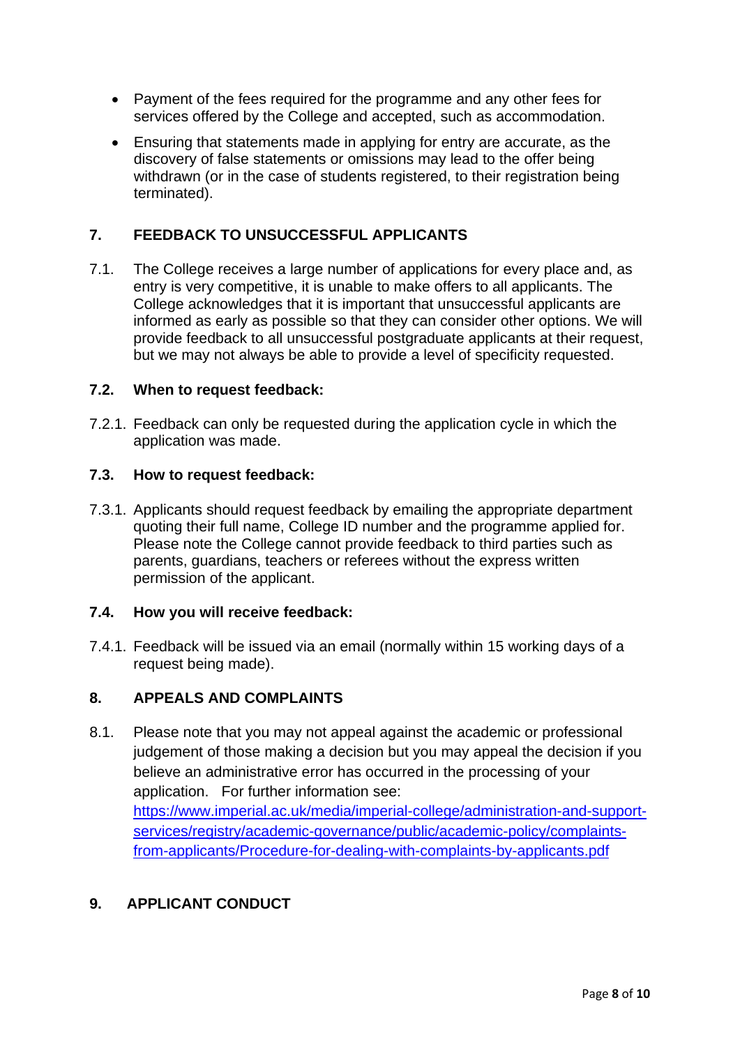- Payment of the fees required for the programme and any other fees for services offered by the College and accepted, such as accommodation.
- Ensuring that statements made in applying for entry are accurate, as the discovery of false statements or omissions may lead to the offer being withdrawn (or in the case of students registered, to their registration being terminated).

## 7. FEEDBACK TO UNSUCCESSFUL APPLICANTS

7.1. The College receives a large number of applications for every place and, as entry is very competitive, it is unable to make offers to all applicants. The College acknowledges that it is important that unsuccessful applicants are informed as early as possible so that they can consider other options. We will provide feedback to all unsuccessful postgraduate applicants at their request, but we may not always be able to provide a level of specificity requested.

### 7.2. When to request feedback:

7.2.1. Feedback can only be requested during the application cycle in which the application was made.

### 7.3. How to request feedback:

7.3.1. Applicants should request feedback by emailing the appropriate department quoting their full name, College ID number and the programme applied for. Please note the College cannot provide feedback to third parties such as parents, guardians, teachers or referees without the express written permission of the applicant.

### 7.4. How you will receive feedback:

7.4.1. Feedback will be issued via an email (normally within 15 working days of a request being made).

## 8. APPEALS AND COMPLAINTS

8.1. Please note that you may not appeal against the academic or professional judgement of those making a decision but you may appeal the decision if you believe an administrative error has occurred in the processing of your application. For further information see: https://www.imperial.ac.uk/media/imperial-college/administration-and-support-services/registry/academic-governance/public/academic-policy/complaints-from-applicants/Procedure-for-dealing-with-complaints-by-applicants.pdf

## 9. APPLICANT CONDUCT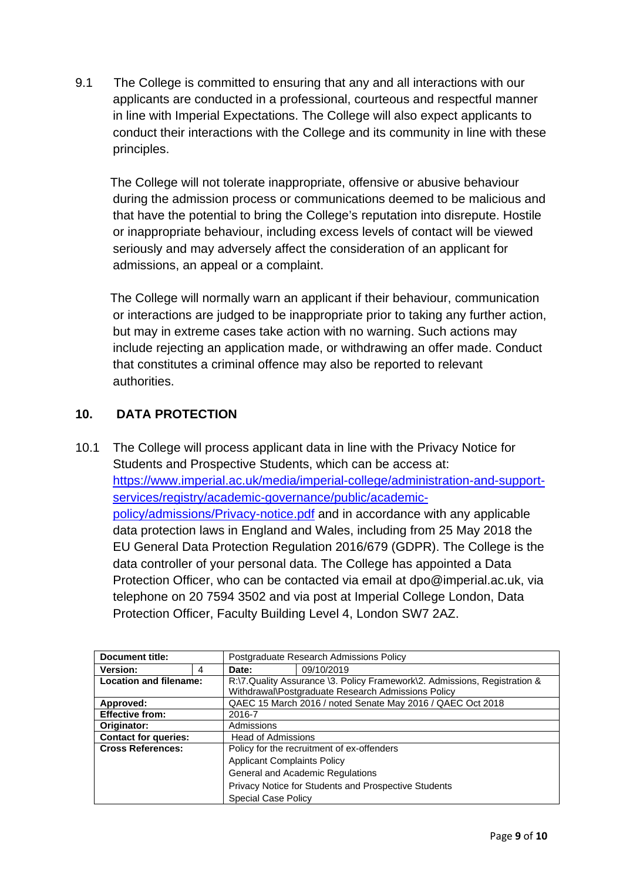9.1 The College is committed to ensuring that any and all interactions with our applicants are conducted in a professional, courteous and respectful manner in line with Imperial Expectations. The College will also expect applicants to conduct their interactions with the College and its community in line with these principles.

The College will not tolerate inappropriate, offensive or abusive behaviour during the admission process or communications deemed to be malicious and that have the potential to bring the College's reputation into disrepute. Hostile or inappropriate behaviour, including excess levels of contact will be viewed seriously and may adversely affect the consideration of an applicant for admissions, an appeal or a complaint.

The College will normally warn an applicant if their behaviour, communication or interactions are judged to be inappropriate prior to taking any further action, but may in extreme cases take action with no warning. Such actions may include rejecting an application made, or withdrawing an offer made. Conduct that constitutes a criminal offence may also be reported to relevant authorities.

## 10. DATA PROTECTION

10.1 The College will process applicant data in line with the Privacy Notice for Students and Prospective Students, which can be access at: [https://www.imperial.ac.uk/media/imperial-college/administration-and-support-services/registry/academic-governance/public/academic-policy/admissions/Privacy-notice.pdf](https://www.imperial.ac.uk/media/imperial-college/administration-and-support-services/registry/academic-governance/public/academic-policy/admissions/Privacy-notice.pdf) and in accordance with any applicable data protection laws in England and Wales, including from 25 May 2018 the EU General Data Protection Regulation 2016/679 (GDPR). The College is the data controller of your personal data. The College has appointed a Data Protection Officer, who can be contacted via email at dpo@imperial.ac.uk, via telephone on 20 7594 3502 and via post at Imperial College London, Data Protection Officer, Faculty Building Level 4, London SW7 2AZ.

| **Document title:** | | Postgraduate Research Admissions Policy | |
|---|---|---|---|
| **Version:** | 4 | **Date:** | 09/10/2019 |
| **Location and filename:** | | R:\7.Quality Assurance \3. Policy Framework\2. Admissions, Registration & Withdrawal\Postgraduate Research Admissions Policy | |
| **Approved:** | | QAEC 15 March 2016 / noted Senate May 2016 / QAEC Oct 2018 | |
| **Effective from:** | | 2016-7 | |
| **Originator:** | | Admissions | |
| **Contact for queries:** | | Head of Admissions | |
| **Cross References:** | | Policy for the recruitment of ex-offenders<br>Applicant Complaints Policy<br>General and Academic Regulations<br>Privacy Notice for Students and Prospective Students<br>Special Case Policy | |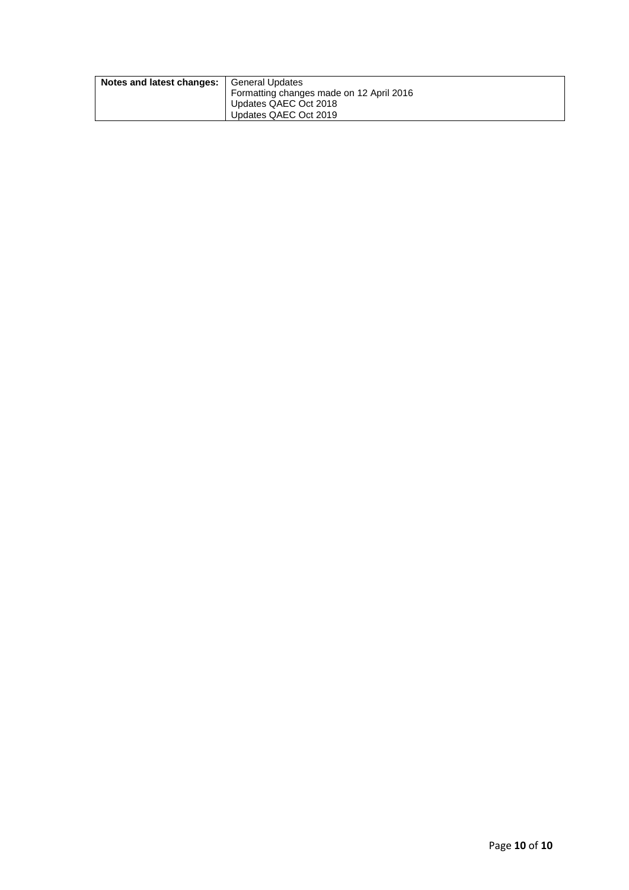| | |
|---|---|
| **Notes and latest changes:** | General Updates<br>Formatting changes made on 12 April 2016<br>Updates QAEC Oct 2018<br>Updates QAEC Oct 2019 |